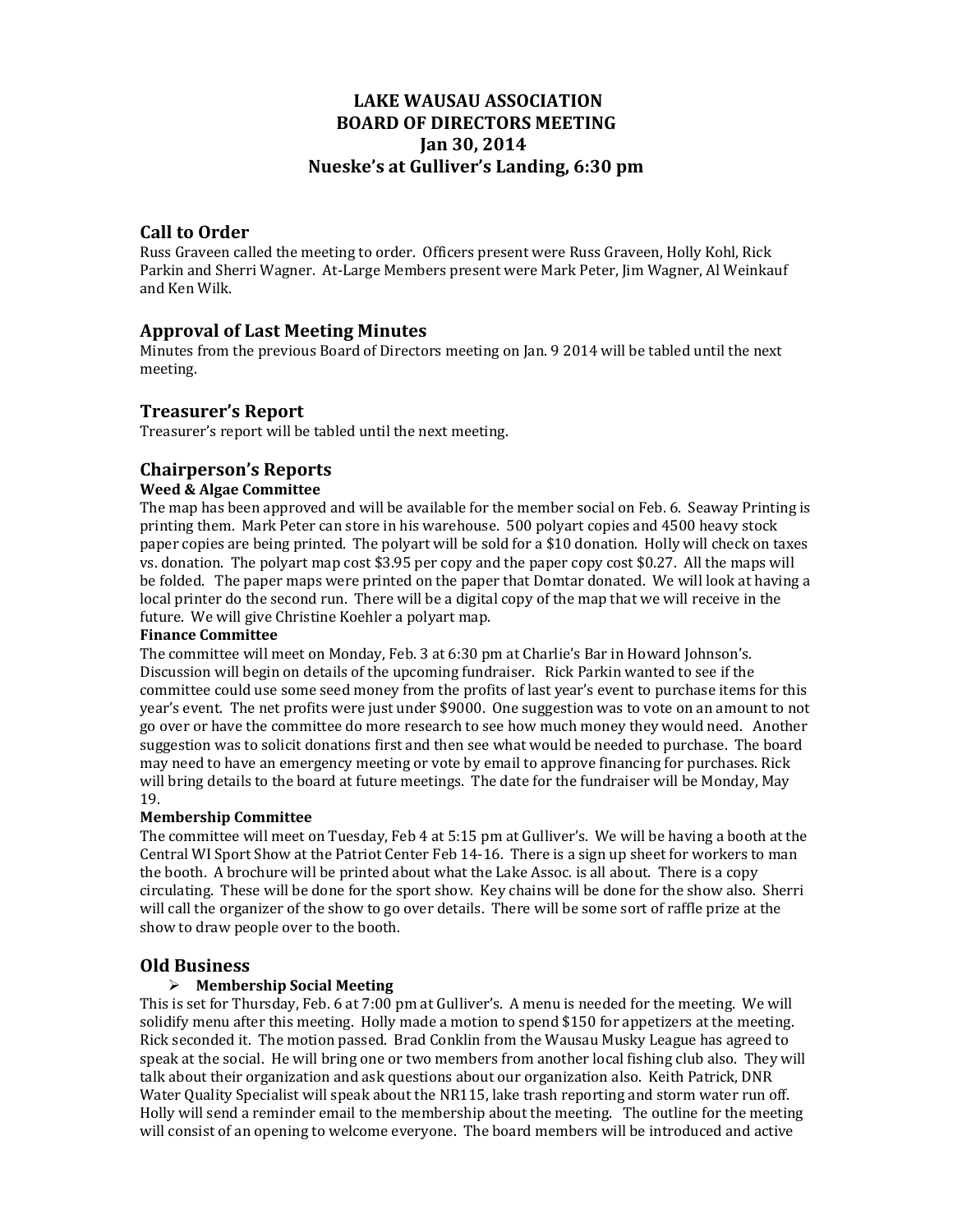# LAKE WAUSAU ASSOCIATION
# BOARD OF DIRECTORS MEETING
# Jan 30, 2014
# Nueske's at Gulliver's Landing, 6:30 pm

## Call to Order

Russ Graveen called the meeting to order. Officers present were Russ Graveen, Holly Kohl, Rick Parkin and Sherri Wagner. At-Large Members present were Mark Peter, Jim Wagner, Al Weinkauf and Ken Wilk.

## Approval of Last Meeting Minutes

Minutes from the previous Board of Directors meeting on Jan. 9 2014 will be tabled until the next meeting.

## Treasurer's Report

Treasurer's report will be tabled until the next meeting.

## Chairperson's Reports

**Weed & Algae Committee**

The map has been approved and will be available for the member social on Feb. 6. Seaway Printing is printing them. Mark Peter can store in his warehouse. 500 polyart copies and 4500 heavy stock paper copies are being printed. The polyart will be sold for a $10 donation. Holly will check on taxes vs. donation. The polyart map cost $3.95 per copy and the paper copy cost $0.27. All the maps will be folded. The paper maps were printed on the paper that Domtar donated. We will look at having a local printer do the second run. There will be a digital copy of the map that we will receive in the future. We will give Christine Koehler a polyart map.

**Finance Committee**

The committee will meet on Monday, Feb. 3 at 6:30 pm at Charlie's Bar in Howard Johnson's. Discussion will begin on details of the upcoming fundraiser. Rick Parkin wanted to see if the committee could use some seed money from the profits of last year's event to purchase items for this year's event. The net profits were just under $9000. One suggestion was to vote on an amount to not go over or have the committee do more research to see how much money they would need. Another suggestion was to solicit donations first and then see what would be needed to purchase. The board may need to have an emergency meeting or vote by email to approve financing for purchases. Rick will bring details to the board at future meetings. The date for the fundraiser will be Monday, May 19.

**Membership Committee**

The committee will meet on Tuesday, Feb 4 at 5:15 pm at Gulliver's. We will be having a booth at the Central WI Sport Show at the Patriot Center Feb 14-16. There is a sign up sheet for workers to man the booth. A brochure will be printed about what the Lake Assoc. is all about. There is a copy circulating. These will be done for the sport show. Key chains will be done for the show also. Sherri will call the organizer of the show to go over details. There will be some sort of raffle prize at the show to draw people over to the booth.

## Old Business

- **Membership Social Meeting**

This is set for Thursday, Feb. 6 at 7:00 pm at Gulliver's. A menu is needed for the meeting. We will solidify menu after this meeting. Holly made a motion to spend $150 for appetizers at the meeting. Rick seconded it. The motion passed. Brad Conklin from the Wausau Musky League has agreed to speak at the social. He will bring one or two members from another local fishing club also. They will talk about their organization and ask questions about our organization also. Keith Patrick, DNR Water Quality Specialist will speak about the NR115, lake trash reporting and storm water run off. Holly will send a reminder email to the membership about the meeting. The outline for the meeting will consist of an opening to welcome everyone. The board members will be introduced and active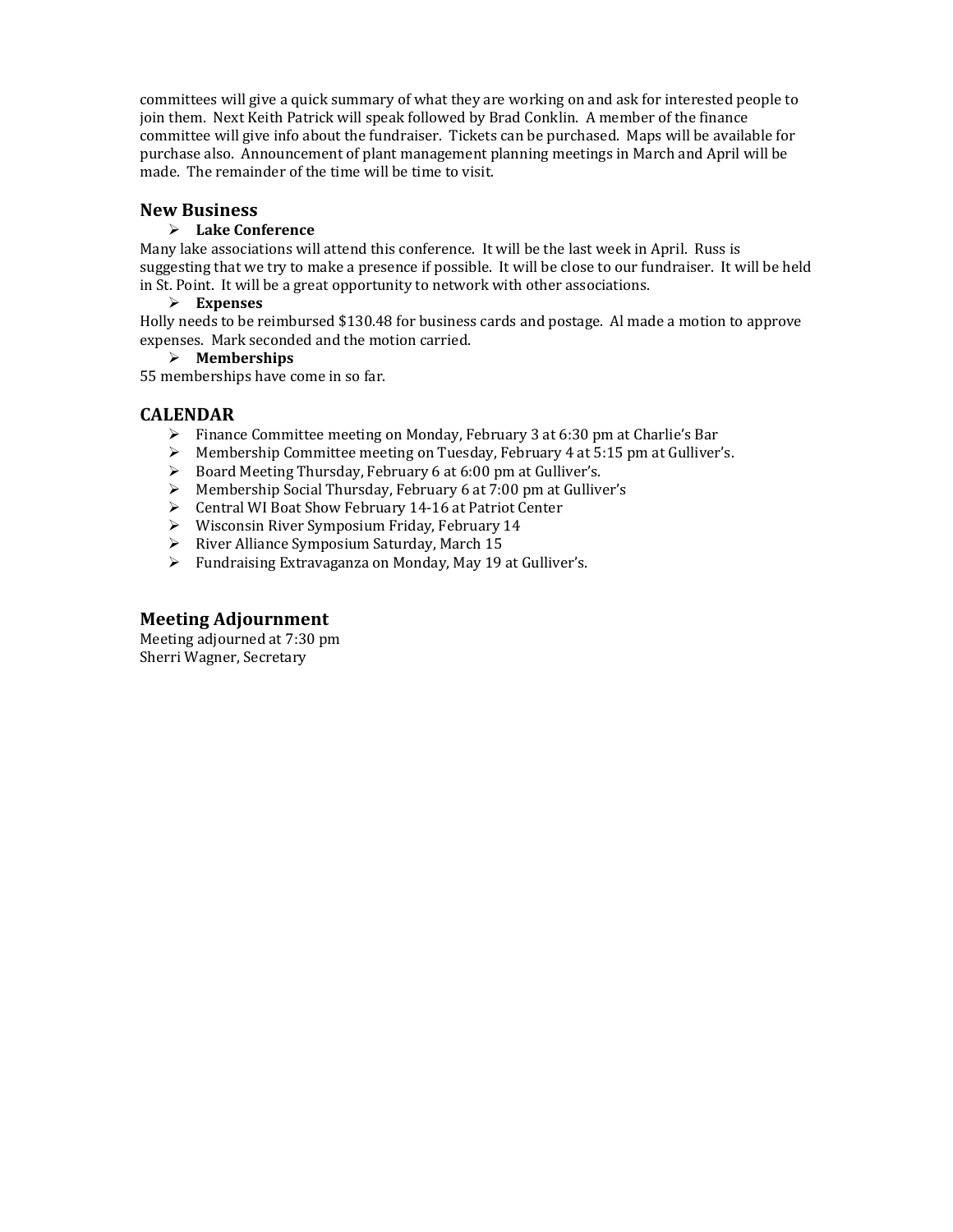committees will give a quick summary of what they are working on and ask for interested people to join them. Next Keith Patrick will speak followed by Brad Conklin. A member of the finance committee will give info about the fundraiser. Tickets can be purchased. Maps will be available for purchase also. Announcement of plant management planning meetings in March and April will be made. The remainder of the time will be time to visit.

## New Business

- **Lake Conference**

Many lake associations will attend this conference. It will be the last week in April. Russ is suggesting that we try to make a presence if possible. It will be close to our fundraiser. It will be held in St. Point. It will be a great opportunity to network with other associations.

- **Expenses**

Holly needs to be reimbursed $130.48 for business cards and postage. Al made a motion to approve expenses. Mark seconded and the motion carried.

- **Memberships**

55 memberships have come in so far.

## CALENDAR

- Finance Committee meeting on Monday, February 3 at 6:30 pm at Charlie's Bar
- Membership Committee meeting on Tuesday, February 4 at 5:15 pm at Gulliver's.
- Board Meeting Thursday, February 6 at 6:00 pm at Gulliver's.
- Membership Social Thursday, February 6 at 7:00 pm at Gulliver's
- Central WI Boat Show February 14-16 at Patriot Center
- Wisconsin River Symposium Friday, February 14
- River Alliance Symposium Saturday, March 15
- Fundraising Extravaganza on Monday, May 19 at Gulliver's.

## Meeting Adjournment

Meeting adjourned at 7:30 pm
Sherri Wagner, Secretary